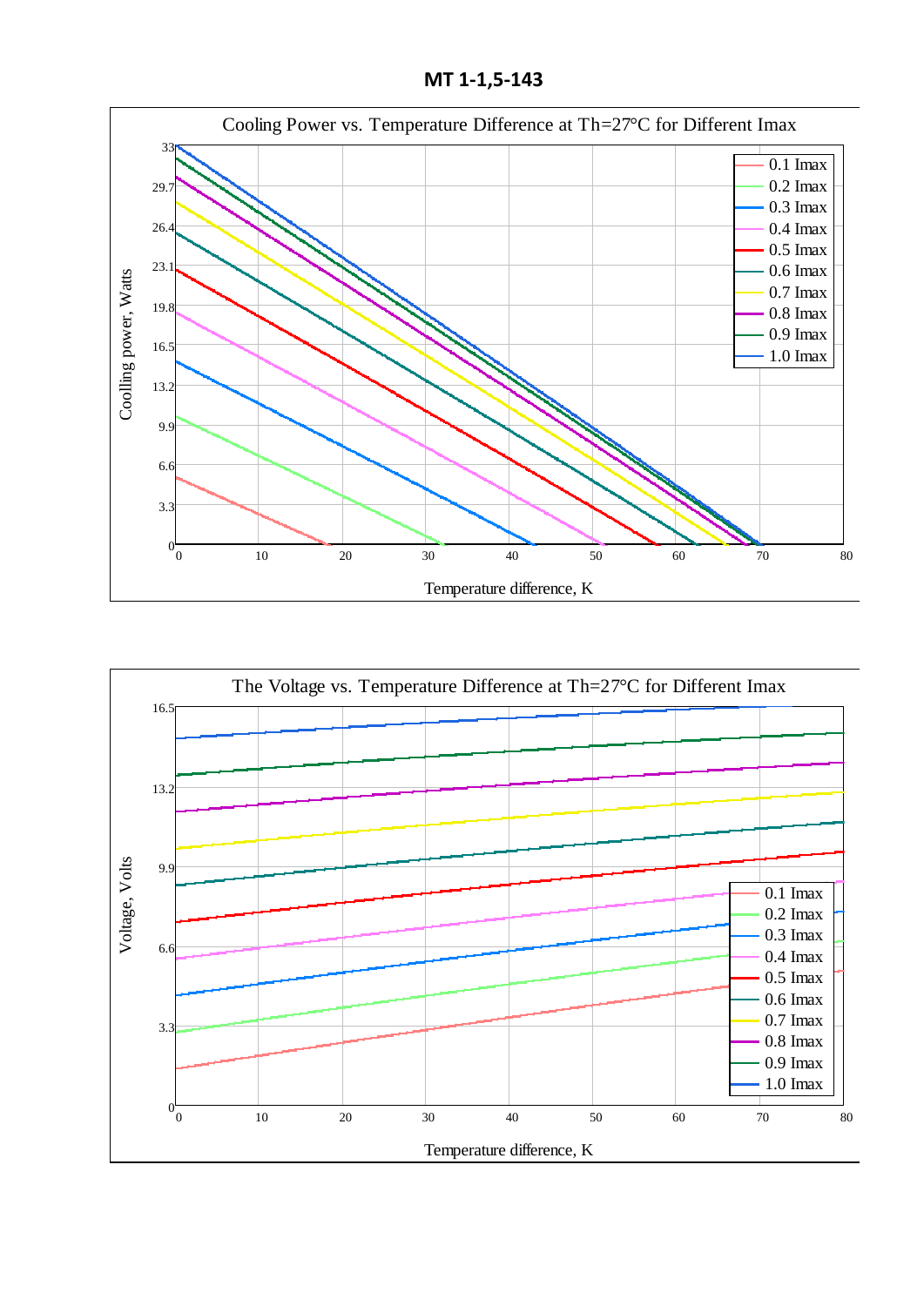# MT 1-1,5-143

**Cooling Power vs. Temperature Difference at Th=27°C for Different Imax**

Y-axis: Coolling power, Watts (0, 3.3, 6.6, 9.9, 13.2, 16.5, 19.8, 23.1, 26.4, 29.7, 33)

X-axis: Temperature difference, K (0, 10, 20, 30, 40, 50, 60, 70, 80)

Legend: 0.1 Imax, 0.2 Imax, 0.3 Imax, 0.4 Imax, 0.5 Imax, 0.6 Imax, 0.7 Imax, 0.8 Imax, 0.9 Imax, 1.0 Imax

**The Voltage vs. Temperature Difference at Th=27°C for Different Imax**

Y-axis: Voltage, Volts (0, 3.3, 6.6, 9.9, 13.2, 16.5)

X-axis: Temperature difference, K (0, 10, 20, 30, 40, 50, 60, 70, 80)

Legend: 0.1 Imax, 0.2 Imax, 0.3 Imax, 0.4 Imax, 0.5 Imax, 0.6 Imax, 0.7 Imax, 0.8 Imax, 0.9 Imax, 1.0 Imax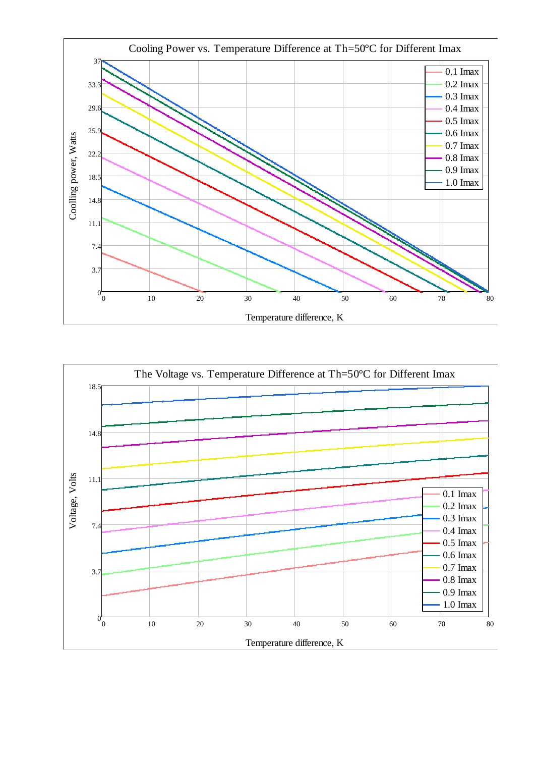Cooling Power vs. Temperature Difference at Th=50°C for Different Imax

Coolling power, Watts

37
33.3
29.6
25.9
22.2
18.5
14.8
11.1
7.4
3.7
0

0 10 20 30 40 50 60 70 80

Temperature difference, K

0.1 Imax
0.2 Imax
0.3 Imax
0.4 Imax
0.5 Imax
0.6 Imax
0.7 Imax
0.8 Imax
0.9 Imax
1.0 Imax

The Voltage vs. Temperature Difference at Th=50°C for Different Imax

Voltage, Volts

18.5
14.8
11.1
7.4
3.7
0

0 10 20 30 40 50 60 70 80

Temperature difference, K

0.1 Imax
0.2 Imax
0.3 Imax
0.4 Imax
0.5 Imax
0.6 Imax
0.7 Imax
0.8 Imax
0.9 Imax
1.0 Imax